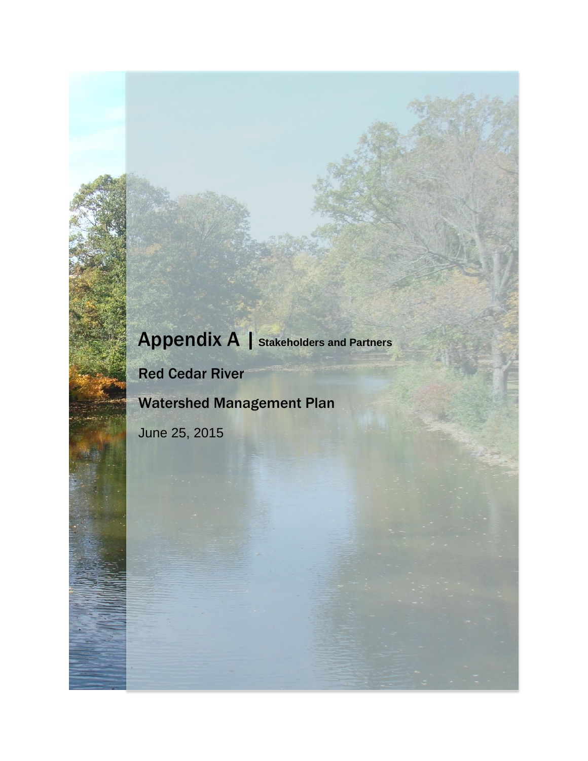# Appendix A | Stakeholders and Partners

## Red Cedar River

## Watershed Management Plan

June 25, 2015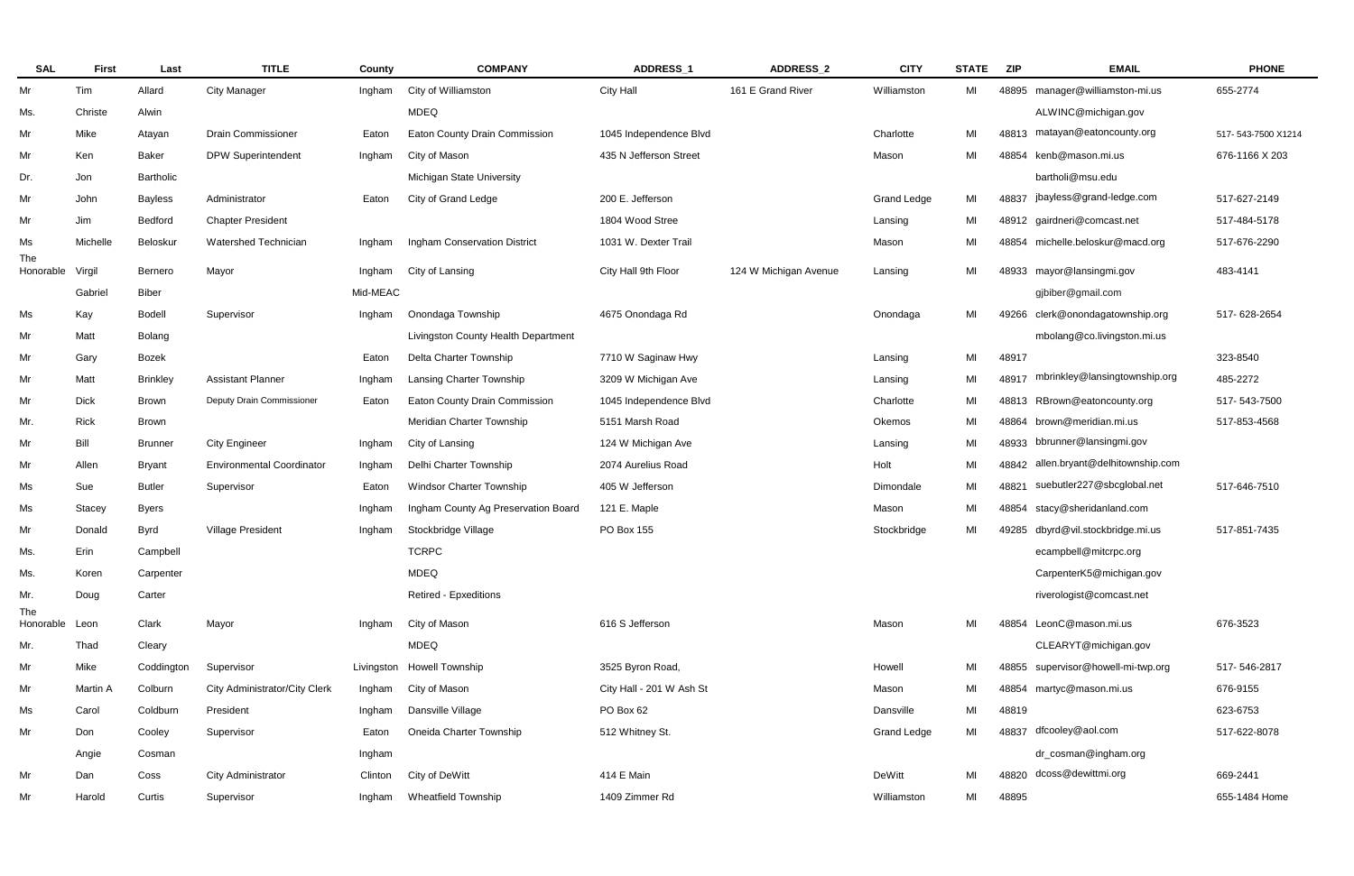| SAL | First | Last | TITLE | County | COMPANY | ADDRESS_1 | ADDRESS_2 | CITY | STATE | ZIP | EMAIL | PHONE |
|---|---|---|---|---|---|---|---|---|---|---|---|---|
| Mr | Tim | Allard | City Manager | Ingham | City of Williamston | City Hall | 161 E Grand River | Williamston | MI | 48895 | manager@williamston-mi.us | 655-2774 |
| Ms. | Christe | Alwin | | | MDEQ | | | | | | ALWINC@michigan.gov | |
| Mr | Mike | Atayan | Drain Commissioner | Eaton | Eaton County Drain Commission | 1045 Independence Blvd | | Charlotte | MI | 48813 | matayan@eatoncounty.org | 517- 543-7500 X1214 |
| Mr | Ken | Baker | DPW Superintendent | Ingham | City of Mason | 435 N Jefferson Street | | Mason | MI | 48854 | kenb@mason.mi.us | 676-1166 X 203 |
| Dr. | Jon | Bartholic | | | Michigan State University | | | | | | bartholi@msu.edu | |
| Mr | John | Bayless | Administrator | Eaton | City of Grand Ledge | 200 E. Jefferson | | Grand Ledge | MI | 48837 | jbayless@grand-ledge.com | 517-627-2149 |
| Mr | Jim | Bedford | Chapter President | | | 1804 Wood Stree | | Lansing | MI | 48912 | gairdneri@comcast.net | 517-484-5178 |
| Ms | Michelle | Beloskur | Watershed Technician | Ingham | Ingham Conservation District | 1031 W. Dexter Trail | | Mason | MI | 48854 | michelle.beloskur@macd.org | 517-676-2290 |
| The Honorable | Virgil | Bernero | Mayor | Ingham | City of Lansing | City Hall 9th Floor | 124 W Michigan Avenue | Lansing | MI | 48933 | mayor@lansingmi.gov | 483-4141 |
| | Gabriel | Biber | | Mid-MEAC | | | | | | | gjbiber@gmail.com | |
| Ms | Kay | Bodell | Supervisor | Ingham | Onondaga Township | 4675 Onondaga Rd | | Onondaga | MI | 49266 | clerk@onondagatownship.org | 517- 628-2654 |
| Mr | Matt | Bolang | | | Livingston County Health Department | | | | | | mbolang@co.livingston.mi.us | |
| Mr | Gary | Bozek | | Eaton | Delta Charter Township | 7710 W Saginaw Hwy | | Lansing | MI | 48917 | | 323-8540 |
| Mr | Matt | Brinkley | Assistant Planner | Ingham | Lansing Charter Township | 3209 W Michigan Ave | | Lansing | MI | 48917 | mbrinkley@lansingtownship.org | 485-2272 |
| Mr | Dick | Brown | Deputy Drain Commissioner | Eaton | Eaton County Drain Commission | 1045 Independence Blvd | | Charlotte | MI | 48813 | RBrown@eatoncounty.org | 517- 543-7500 |
| Mr. | Rick | Brown | | | Meridian Charter Township | 5151 Marsh Road | | Okemos | MI | 48864 | brown@meridian.mi.us | 517-853-4568 |
| Mr | Bill | Brunner | City Engineer | Ingham | City of Lansing | 124 W Michigan Ave | | Lansing | MI | 48933 | bbrunner@lansingmi.gov | |
| Mr | Allen | Bryant | Environmental Coordinator | Ingham | Delhi Charter Township | 2074 Aurelius Road | | Holt | MI | 48842 | allen.bryant@delhitownship.com | |
| Ms | Sue | Butler | Supervisor | Eaton | Windsor Charter Township | 405 W Jefferson | | Dimondale | MI | 48821 | suebutler227@sbcglobal.net | 517-646-7510 |
| Ms | Stacey | Byers | | Ingham | Ingham County Ag Preservation Board | 121 E. Maple | | Mason | MI | 48854 | stacy@sheridanland.com | |
| Mr | Donald | Byrd | Village President | Ingham | Stockbridge Village | PO Box 155 | | Stockbridge | MI | 49285 | dbyrd@vil.stockbridge.mi.us | 517-851-7435 |
| Ms. | Erin | Campbell | | | TCRPC | | | | | | ecampbell@mitcrpc.org | |
| Ms. | Koren | Carpenter | | | MDEQ | | | | | | CarpenterK5@michigan.gov | |
| Mr. | Doug | Carter | | | Retired - Epxeditions | | | | | | riverologist@comcast.net | |
| The Honorable | Leon | Clark | Mayor | Ingham | City of Mason | 616 S Jefferson | | Mason | MI | 48854 | LeonC@mason.mi.us | 676-3523 |
| Mr. | Thad | Cleary | | | MDEQ | | | | | | CLEARYT@michigan.gov | |
| Mr | Mike | Coddington | Supervisor | Livingston | Howell Township | 3525 Byron Road, | | Howell | MI | 48855 | supervisor@howell-mi-twp.org | 517- 546-2817 |
| Mr | Martin A | Colburn | City Administrator/City Clerk | Ingham | City of Mason | City Hall - 201 W Ash St | | Mason | MI | 48854 | martyc@mason.mi.us | 676-9155 |
| Ms | Carol | Coldburn | President | Ingham | Dansville Village | PO Box 62 | | Dansville | MI | 48819 | | 623-6753 |
| Mr | Don | Cooley | Supervisor | Eaton | Oneida Charter Township | 512 Whitney St. | | Grand Ledge | MI | 48837 | dfcooley@aol.com | 517-622-8078 |
| | Angie | Cosman | | Ingham | | | | | | | dr_cosman@ingham.org | |
| Mr | Dan | Coss | City Administrator | Clinton | City of DeWitt | 414 E Main | | DeWitt | MI | 48820 | dcoss@dewittmi.org | 669-2441 |
| Mr | Harold | Curtis | Supervisor | Ingham | Wheatfield Township | 1409 Zimmer Rd | | Williamston | MI | 48895 | | 655-1484 Home |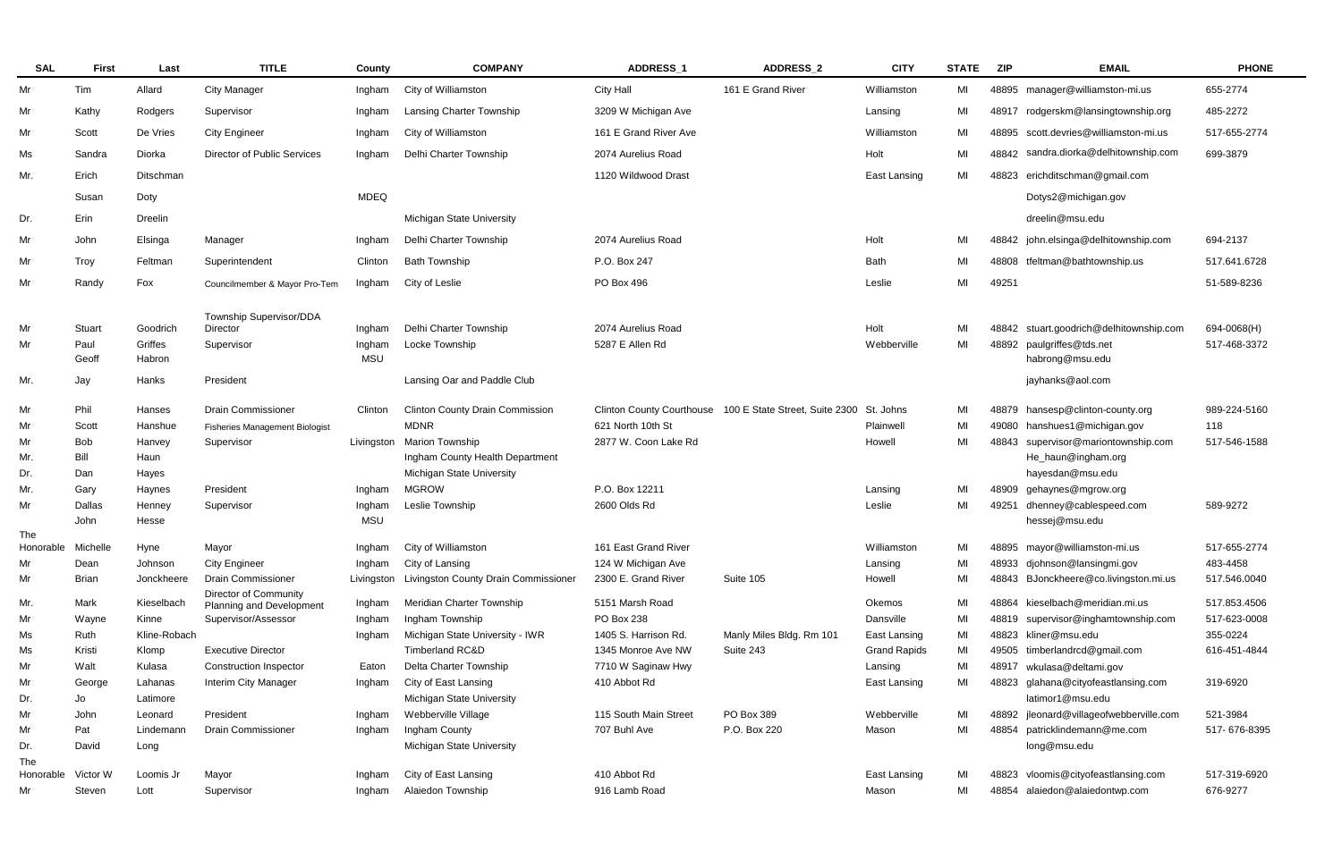| SAL | First | Last | TITLE | County | COMPANY | ADDRESS_1 | ADDRESS_2 | CITY | STATE | ZIP | EMAIL | PHONE |
|---|---|---|---|---|---|---|---|---|---|---|---|---|
| Mr | Tim | Allard | City Manager | Ingham | City of Williamston | City Hall | 161 E Grand River | Williamston | MI | 48895 | manager@williamston-mi.us | 655-2774 |
| Mr | Kathy | Rodgers | Supervisor | Ingham | Lansing Charter Township | 3209 W Michigan Ave | | Lansing | MI | 48917 | rodgerskm@lansingtownship.org | 485-2272 |
| Mr | Scott | De Vries | City Engineer | Ingham | City of Williamston | 161 E Grand River Ave | | Williamston | MI | 48895 | scott.devries@williamston-mi.us | 517-655-2774 |
| Ms | Sandra | Diorka | Director of Public Services | Ingham | Delhi Charter Township | 2074 Aurelius Road | | Holt | MI | 48842 | sandra.diorka@delhitownship.com | 699-3879 |
| Mr. | Erich | Ditschman | | | | 1120 Wildwood Drast | | East Lansing | MI | 48823 | erichditschman@gmail.com | |
| | Susan | Doty | | MDEQ | | | | | | | Dotys2@michigan.gov | |
| Dr. | Erin | Dreelin | | | Michigan State University | | | | | | dreelin@msu.edu | |
| Mr | John | Elsinga | Manager | Ingham | Delhi Charter Township | 2074 Aurelius Road | | Holt | MI | 48842 | john.elsinga@delhitownship.com | 694-2137 |
| Mr | Troy | Feltman | Superintendent | Clinton | Bath Township | P.O. Box 247 | | Bath | MI | 48808 | tfeltman@bathtownship.us | 517.641.6728 |
| Mr | Randy | Fox | Councilmember & Mayor Pro-Tem | Ingham | City of Leslie | PO Box 496 | | Leslie | MI | 49251 | | 51-589-8236 |
| Mr | Stuart | Goodrich | Township Supervisor/DDA Director | Ingham | Delhi Charter Township | 2074 Aurelius Road | | Holt | MI | 48842 | stuart.goodrich@delhitownship.com | 694-0068(H) |
| Mr | Paul | Griffes | Supervisor | Ingham | Locke Township | 5287 E Allen Rd | | Webberville | MI | 48892 | paulgriffes@tds.net | 517-468-3372 |
| | Geoff | Habron | | MSU | | | | | | | habrong@msu.edu | |
| Mr. | Jay | Hanks | President | | Lansing Oar and Paddle Club | | | | | | jayhanks@aol.com | |
| Mr | Phil | Hanses | Drain Commissioner | Clinton | Clinton County Drain Commission | Clinton County Courthouse | 100 E State Street, Suite 2300 | St. Johns | MI | 48879 | hansesp@clinton-county.org | 989-224-5160 |
| Mr | Scott | Hanshue | Fisheries Management Biologist | | MDNR | 621 North 10th St | | Plainwell | MI | 49080 | hanshues1@michigan.gov | 118 |
| Mr | Bob | Hanvey | Supervisor | Livingston | Marion Township | 2877 W. Coon Lake Rd | | Howell | MI | 48843 | supervisor@mariontownship.com | 517-546-1588 |
| Mr. | Bill | Haun | | | Ingham County Health Department | | | | | | He_haun@ingham.org | |
| Dr. | Dan | Hayes | | | Michigan State University | | | | | | hayesdan@msu.edu | |
| Mr. | Gary | Haynes | President | Ingham | MGROW | P.O. Box 12211 | | Lansing | MI | 48909 | gehaynes@mgrow.org | |
| Mr | Dallas | Henney | Supervisor | Ingham | Leslie Township | 2600 Olds Rd | | Leslie | MI | 49251 | dhenney@cablespeed.com | 589-9272 |
| | John | Hesse | | MSU | | | | | | | hessej@msu.edu | |
| The Honorable | Michelle | Hyne | Mayor | Ingham | City of Williamston | 161 East Grand River | | Williamston | MI | 48895 | mayor@williamston-mi.us | 517-655-2774 |
| Mr | Dean | Johnson | City Engineer | Ingham | City of Lansing | 124 W Michigan Ave | | Lansing | MI | 48933 | djohnson@lansingmi.gov | 483-4458 |
| Mr | Brian | Jonckheere | Drain Commissioner | Livingston | Livingston County Drain Commissioner | 2300 E. Grand River | Suite 105 | Howell | MI | 48843 | BJonckheere@co.livingston.mi.us | 517.546.0040 |
| Mr. | Mark | Kieselbach | Director of Community Planning and Development | Ingham | Meridian Charter Township | 5151 Marsh Road | | Okemos | MI | 48864 | kieselbach@meridian.mi.us | 517.853.4506 |
| Mr | Wayne | Kinne | Supervisor/Assessor | Ingham | Ingham Township | PO Box 238 | | Dansville | MI | 48819 | supervisor@inghamtownship.com | 517-623-0008 |
| Ms | Ruth | Kline-Robach | | Ingham | Michigan State University - IWR | 1405 S. Harrison Rd. | Manly Miles Bldg. Rm 101 | East Lansing | MI | 48823 | kliner@msu.edu | 355-0224 |
| Ms | Kristi | Klomp | Executive Director | | Timberland RC&D | 1345 Monroe Ave NW | Suite 243 | Grand Rapids | MI | 49505 | timberlandrcd@gmail.com | 616-451-4844 |
| Mr | Walt | Kulasa | Construction Inspector | Eaton | Delta Charter Township | 7710 W Saginaw Hwy | | Lansing | MI | 48917 | wkulasa@deltami.gov | |
| Mr | George | Lahanas | Interim City Manager | Ingham | City of East Lansing | 410 Abbot Rd | | East Lansing | MI | 48823 | glahana@cityofeastlansing.com | 319-6920 |
| Dr. | Jo | Latimore | | | Michigan State University | | | | | | latimor1@msu.edu | |
| Mr | John | Leonard | President | Ingham | Webberville Village | 115 South Main Street | PO Box 389 | Webberville | MI | 48892 | jleonard@villageofwebberville.com | 521-3984 |
| Mr | Pat | Lindemann | Drain Commissioner | Ingham | Ingham County | 707 Buhl Ave | P.O. Box 220 | Mason | MI | 48854 | patricklindemann@me.com | 517- 676-8395 |
| Dr. | David | Long | | | Michigan State University | | | | | | long@msu.edu | |
| The Honorable | Victor W | Loomis Jr | Mayor | Ingham | City of East Lansing | 410 Abbot Rd | | East Lansing | MI | 48823 | vloomis@cityofeastlansing.com | 517-319-6920 |
| Mr | Steven | Lott | Supervisor | Ingham | Alaiedon Township | 916 Lamb Road | | Mason | MI | 48854 | alaiedon@alaiedontwp.com | 676-9277 |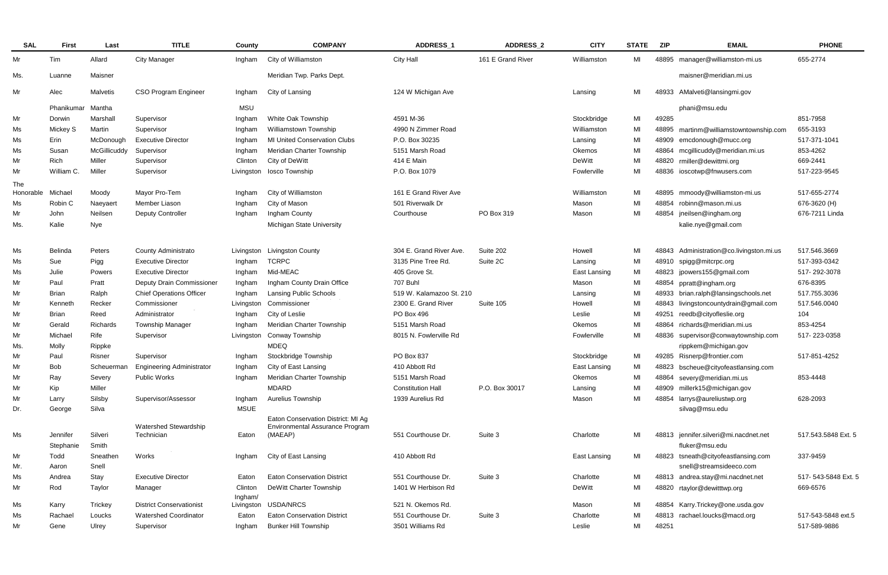| SAL | First | Last | TITLE | County | COMPANY | ADDRESS_1 | ADDRESS_2 | CITY | STATE | ZIP | EMAIL | PHONE |
|---|---|---|---|---|---|---|---|---|---|---|---|---|
| Mr | Tim | Allard | City Manager | Ingham | City of Williamston | City Hall | 161 E Grand River | Williamston | MI | 48895 | manager@williamston-mi.us | 655-2774 |
| Ms. | Luanne | Maisner | | | Meridian Twp. Parks Dept. | | | | | | maisner@meridian.mi.us | |
| Mr | Alec | Malvetis | CSO Program Engineer | Ingham | City of Lansing | 124 W Michigan Ave | | Lansing | MI | 48933 | AMalveti@lansingmi.gov | |
| | Phanikumar | Mantha | | MSU | | | | | | | phani@msu.edu | |
| Mr | Dorwin | Marshall | Supervisor | Ingham | White Oak Township | 4591 M-36 | | Stockbridge | MI | 49285 | | 851-7958 |
| Ms | Mickey S | Martin | Supervisor | Ingham | Williamstown Township | 4990 N Zimmer Road | | Williamston | MI | 48895 | martinm@williamstowntownship.com | 655-3193 |
| Ms | Erin | McDonough | Executive Director | Ingham | MI United Conservation Clubs | P.O. Box 30235 | | Lansing | MI | 48909 | emcdonough@mucc.org | 517-371-1041 |
| Ms | Susan | McGillicuddy | Supervisor | Ingham | Meridian Charter Township | 5151 Marsh Road | | Okemos | MI | 48864 | mcgillicuddy@meridian.mi.us | 853-4262 |
| Mr | Rich | Miller | Supervisor | Clinton | City of DeWitt | 414 E Main | | DeWitt | MI | 48820 | rmiller@dewittmi.org | 669-2441 |
| Mr | William C. | Miller | Supervisor | Livingston | Iosco Township | P.O. Box 1079 | | Fowlerville | MI | 48836 | ioscotwp@fnwusers.com | 517-223-9545 |
| The Honorable | Michael | Moody | Mayor Pro-Tem | Ingham | City of Williamston | 161 E Grand River Ave | | Williamston | MI | 48895 | mmoody@williamston-mi.us | 517-655-2774 |
| Ms | Robin C | Naeyaert | Member Liason | Ingham | City of Mason | 501 Riverwalk Dr | | Mason | MI | 48854 | robinn@mason.mi.us | 676-3620 (H) |
| Mr | John | Neilsen | Deputy Controller | Ingham | Ingham County | Courthouse | PO Box 319 | Mason | MI | 48854 | jneilsen@ingham.org | 676-7211 Linda |
| Ms. | Kalie | Nye | | | Michigan State University | | | | | | kalie.nye@gmail.com | |
| Ms | Belinda | Peters | County Administrato | Livingston | Livingston County | 304 E. Grand River Ave. | Suite 202 | Howell | MI | 48843 | Administration@co.livingston.mi.us | 517.546.3669 |
| Ms | Sue | Pigg | Executive Director | Ingham | TCRPC | 3135 Pine Tree Rd. | Suite 2C | Lansing | MI | 48910 | spigg@mitcrpc.org | 517-393-0342 |
| Ms | Julie | Powers | Executive Director | Ingham | Mid-MEAC | 405 Grove St. | | East Lansing | MI | 48823 | jpowers155@gmail.com | 517- 292-3078 |
| Mr | Paul | Pratt | Deputy Drain Commissioner | Ingham | Ingham County Drain Office | 707 Buhl | | Mason | MI | 48854 | ppratt@ingham.org | 676-8395 |
| Mr | Brian | Ralph | Chief Operations Officer | Ingham | Lansing Public Schools | 519 W. Kalamazoo St. 210 | | Lansing | MI | 48933 | brian.ralph@lansingschools.net | 517.755.3036 |
| Mr | Kenneth | Recker | Commissioner | Livingston | Commissioner | 2300 E. Grand River | Suite 105 | Howell | MI | 48843 | livingstoncountydrain@gmail.com | 517.546.0040 |
| Mr | Brian | Reed | Administrator | Ingham | City of Leslie | PO Box 496 | | Leslie | MI | 49251 | reedb@cityofleslie.org | 104 |
| Mr | Gerald | Richards | Township Manager | Ingham | Meridian Charter Township | 5151 Marsh Road | | Okemos | MI | 48864 | richards@meridian.mi.us | 853-4254 |
| Mr | Michael | Rife | Supervisor | Livingston | Conway Township | 8015 N. Fowlerville Rd | | Fowlerville | MI | 48836 | supervisor@conwaytownship.com | 517- 223-0358 |
| Ms. | Molly | Rippke | | | MDEQ | | | | | | rippkem@michigan.gov | |
| Mr | Paul | Risner | Supervisor | Ingham | Stockbridge Township | PO Box 837 | | Stockbridge | MI | 49285 | Risnerp@frontier.com | 517-851-4252 |
| Mr | Bob | Scheuerman | Engineering Administrator | Ingham | City of East Lansing | 410 Abbott Rd | | East Lansing | MI | 48823 | bscheue@cityofeastlansing.com | |
| Mr | Ray | Severy | Public Works | Ingham | Meridian Charter Township | 5151 Marsh Road | | Okemos | MI | 48864 | severy@meridian.mi.us | 853-4448 |
| Mr | Kip | Miller | | | MDARD | Constitution Hall | P.O. Box 30017 | Lansing | MI | 48909 | millerk15@michigan.gov | |
| Mr | Larry | Silsby | Supervisor/Assessor | Ingham | Aurelius Township | 1939 Aurelius Rd | | Mason | MI | 48854 | larrys@aureliustwp.org | 628-2093 |
| Dr. | George | Silva | | MSUE | | | | | | | silvag@msu.edu | |
| Ms | Jennifer | Silveri | Watershed Stewardship Technician | Eaton | Eaton Conservation District: MI Ag Environmental Assurance Program (MAEAP) | 551 Courthouse Dr. | Suite 3 | Charlotte | MI | 48813 | jennifer.silveri@mi.nacdnet.net | 517.543.5848 Ext. 5 |
| | Stephanie | Smith | | | | | | | | | fluker@msu.edu | |
| Mr | Todd | Sneathen | Works | Ingham | City of East Lansing | 410 Abbott Rd | | East Lansing | MI | 48823 | tsneath@cityofeastlansing.com | 337-9459 |
| Mr. | Aaron | Snell | | | | | | | | | snell@streamsideeco.com | |
| Ms | Andrea | Stay | Executive Director | Eaton | Eaton Conservation District | 551 Courthouse Dr. | Suite 3 | Charlotte | MI | 48813 | andrea.stay@mi.nacdnet.net | 517- 543-5848 Ext. 5 |
| Mr | Rod | Taylor | Manager | Clinton | DeWitt Charter Township | 1401 W Herbison Rd | | DeWitt | MI | 48820 | rtaylor@dewitttwp.org | 669-6576 |
| Ms | Karry | Trickey | District Conservationist | Ingham/ Livingston | USDA/NRCS | 521 N. Okemos Rd. | | Mason | MI | 48854 | Karry.Trickey@one.usda.gov | |
| Ms | Rachael | Loucks | Watershed Coordinator | Eaton | Eaton Conservation District | 551 Courthouse Dr. | Suite 3 | Charlotte | MI | 48813 | rachael.loucks@macd.org | 517-543-5848 ext.5 |
| Mr | Gene | Ulrey | Supervisor | Ingham | Bunker Hill Township | 3501 Williams Rd | | Leslie | MI | 48251 | | 517-589-9886 |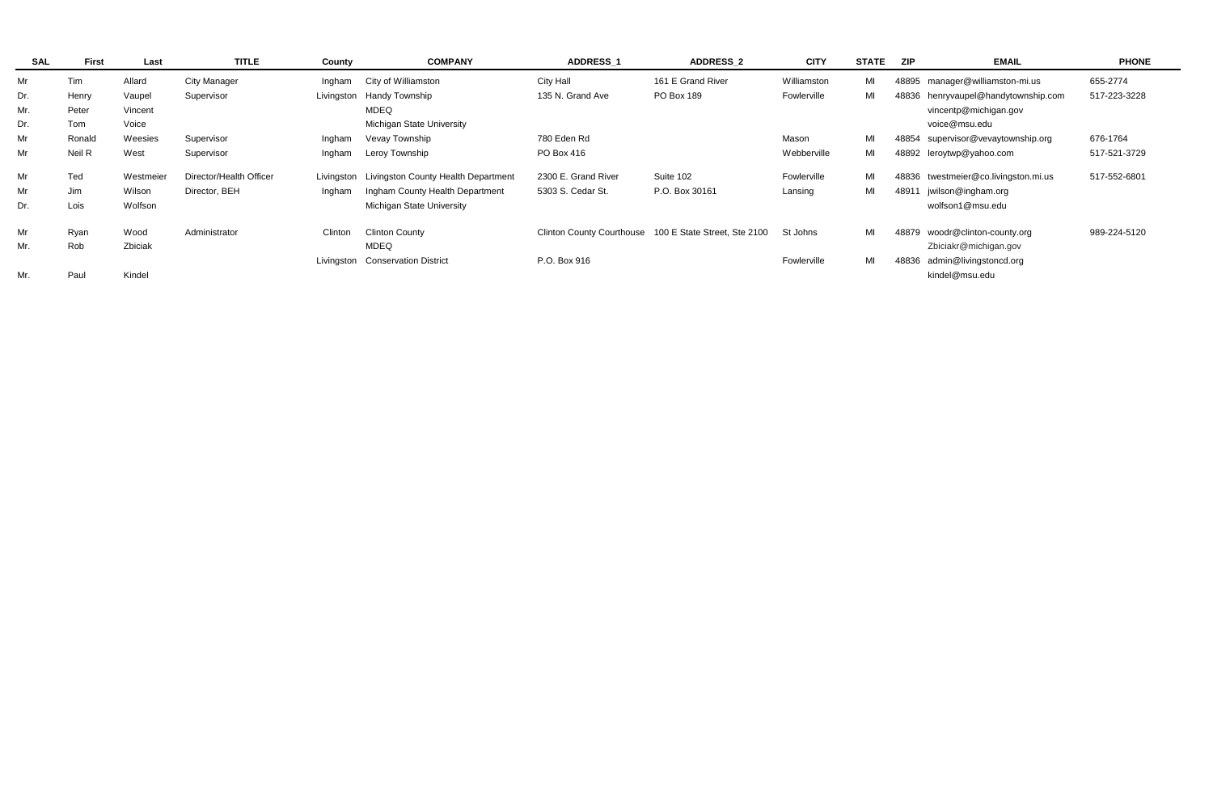| SAL | First | Last | TITLE | County | COMPANY | ADDRESS_1 | ADDRESS_2 | CITY | STATE | ZIP | EMAIL | PHONE |
|---|---|---|---|---|---|---|---|---|---|---|---|---|
| Mr | Tim | Allard | City Manager | Ingham | City of Williamston | City Hall | 161 E Grand River | Williamston | MI | 48895 | manager@williamston-mi.us | 655-2774 |
| Dr. | Henry | Vaupel | Supervisor | Livingston | Handy Township | 135 N. Grand Ave | PO Box 189 | Fowlerville | MI | 48836 | henryvaupel@handytownship.com | 517-223-3228 |
| Mr. | Peter | Vincent | | | MDEQ | | | | | | vincentp@michigan.gov | |
| Dr. | Tom | Voice | | | Michigan State University | | | | | | voice@msu.edu | |
| Mr | Ronald | Weesies | Supervisor | Ingham | Vevay Township | 780 Eden Rd | | Mason | MI | 48854 | supervisor@vevaytownship.org | 676-1764 |
| Mr | Neil R | West | Supervisor | Ingham | Leroy Township | PO Box 416 | | Webberville | MI | 48892 | leroytwp@yahoo.com | 517-521-3729 |
| Mr | Ted | Westmeier | Director/Health Officer | Livingston | Livingston County Health Department | 2300 E. Grand River | Suite 102 | Fowlerville | MI | 48836 | twestmeier@co.livingston.mi.us | 517-552-6801 |
| Mr | Jim | Wilson | Director, BEH | Ingham | Ingham County Health Department | 5303 S. Cedar St. | P.O. Box 30161 | Lansing | MI | 48911 | jwilson@ingham.org | |
| Dr. | Lois | Wolfson | | | Michigan State University | | | | | | wolfson1@msu.edu | |
| Mr | Ryan | Wood | Administrator | Clinton | Clinton County | Clinton County Courthouse | 100 E State Street, Ste 2100 | St Johns | MI | 48879 | woodr@clinton-county.org | 989-224-5120 |
| Mr. | Rob | Zbiciak | | | MDEQ | | | | | | Zbiciakr@michigan.gov | |
| | | | | Livingston | Conservation District | P.O. Box 916 | | Fowlerville | MI | 48836 | admin@livingstoncd.org | |
| Mr. | Paul | Kindel | | | | | | | | | kindel@msu.edu | |